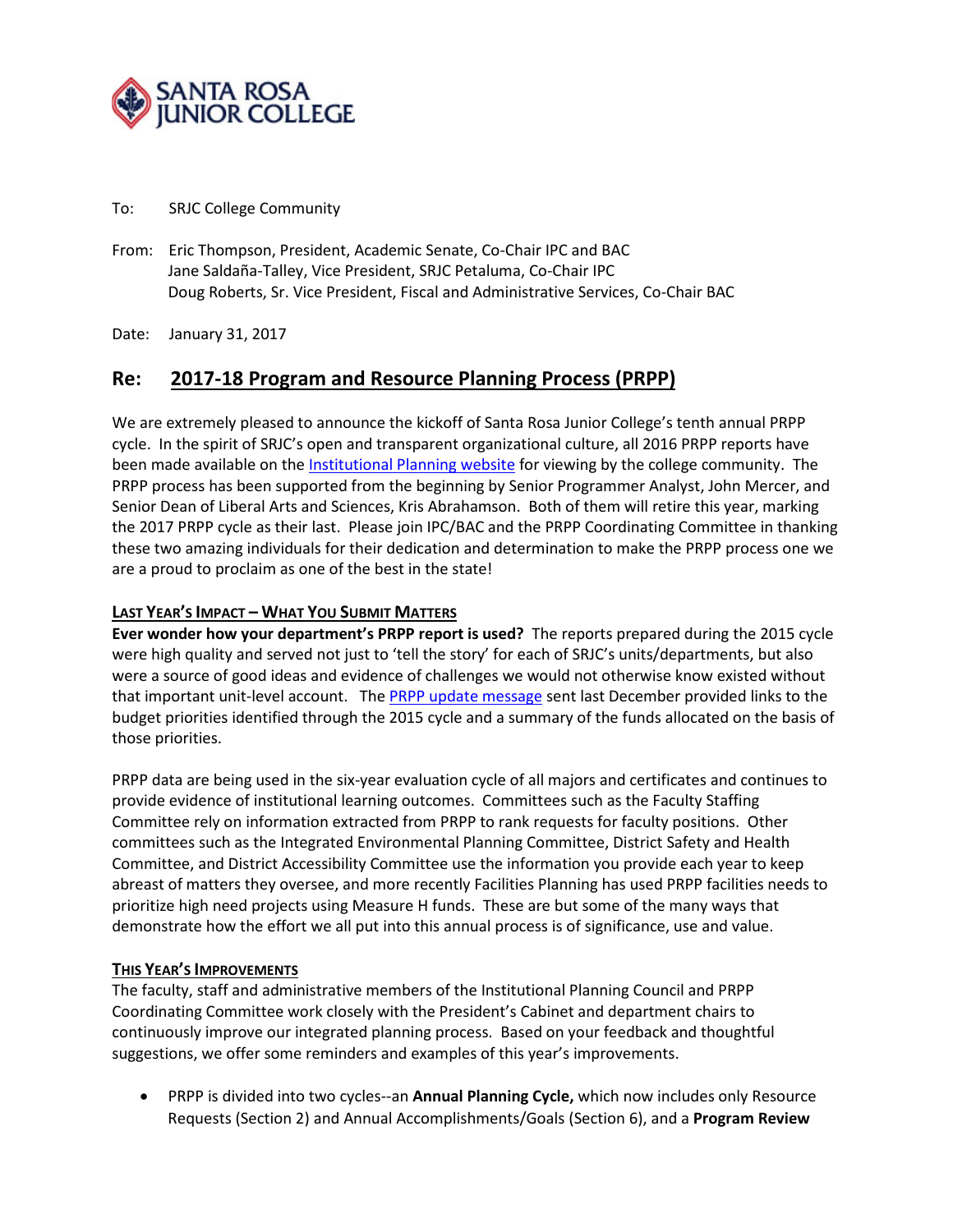SANTA ROSA JUNIOR COLLEGE

To: SRJC College Community

From: Eric Thompson, President, Academic Senate, Co-Chair IPC and BAC
Jane Saldaña-Talley, Vice President, SRJC Petaluma, Co-Chair IPC
Doug Roberts, Sr. Vice President, Fiscal and Administrative Services, Co-Chair BAC

Date: January 31, 2017

## Re: 2017-18 Program and Resource Planning Process (PRPP)

We are extremely pleased to announce the kickoff of Santa Rosa Junior College's tenth annual PRPP cycle. In the spirit of SRJC's open and transparent organizational culture, all 2016 PRPP reports have been made available on the Institutional Planning website for viewing by the college community. The PRPP process has been supported from the beginning by Senior Programmer Analyst, John Mercer, and Senior Dean of Liberal Arts and Sciences, Kris Abrahamson. Both of them will retire this year, marking the 2017 PRPP cycle as their last. Please join IPC/BAC and the PRPP Coordinating Committee in thanking these two amazing individuals for their dedication and determination to make the PRPP process one we are a proud to proclaim as one of the best in the state!

### Last Year's Impact – What You Submit Matters

**Ever wonder how your department's PRPP report is used?** The reports prepared during the 2015 cycle were high quality and served not just to 'tell the story' for each of SRJC's units/departments, but also were a source of good ideas and evidence of challenges we would not otherwise know existed without that important unit-level account. The PRPP update message sent last December provided links to the budget priorities identified through the 2015 cycle and a summary of the funds allocated on the basis of those priorities.

PRPP data are being used in the six-year evaluation cycle of all majors and certificates and continues to provide evidence of institutional learning outcomes. Committees such as the Faculty Staffing Committee rely on information extracted from PRPP to rank requests for faculty positions. Other committees such as the Integrated Environmental Planning Committee, District Safety and Health Committee, and District Accessibility Committee use the information you provide each year to keep abreast of matters they oversee, and more recently Facilities Planning has used PRPP facilities needs to prioritize high need projects using Measure H funds. These are but some of the many ways that demonstrate how the effort we all put into this annual process is of significance, use and value.

### This Year's Improvements

The faculty, staff and administrative members of the Institutional Planning Council and PRPP Coordinating Committee work closely with the President's Cabinet and department chairs to continuously improve our integrated planning process. Based on your feedback and thoughtful suggestions, we offer some reminders and examples of this year's improvements.

- PRPP is divided into two cycles--an **Annual Planning Cycle,** which now includes only Resource Requests (Section 2) and Annual Accomplishments/Goals (Section 6), and a **Program Review**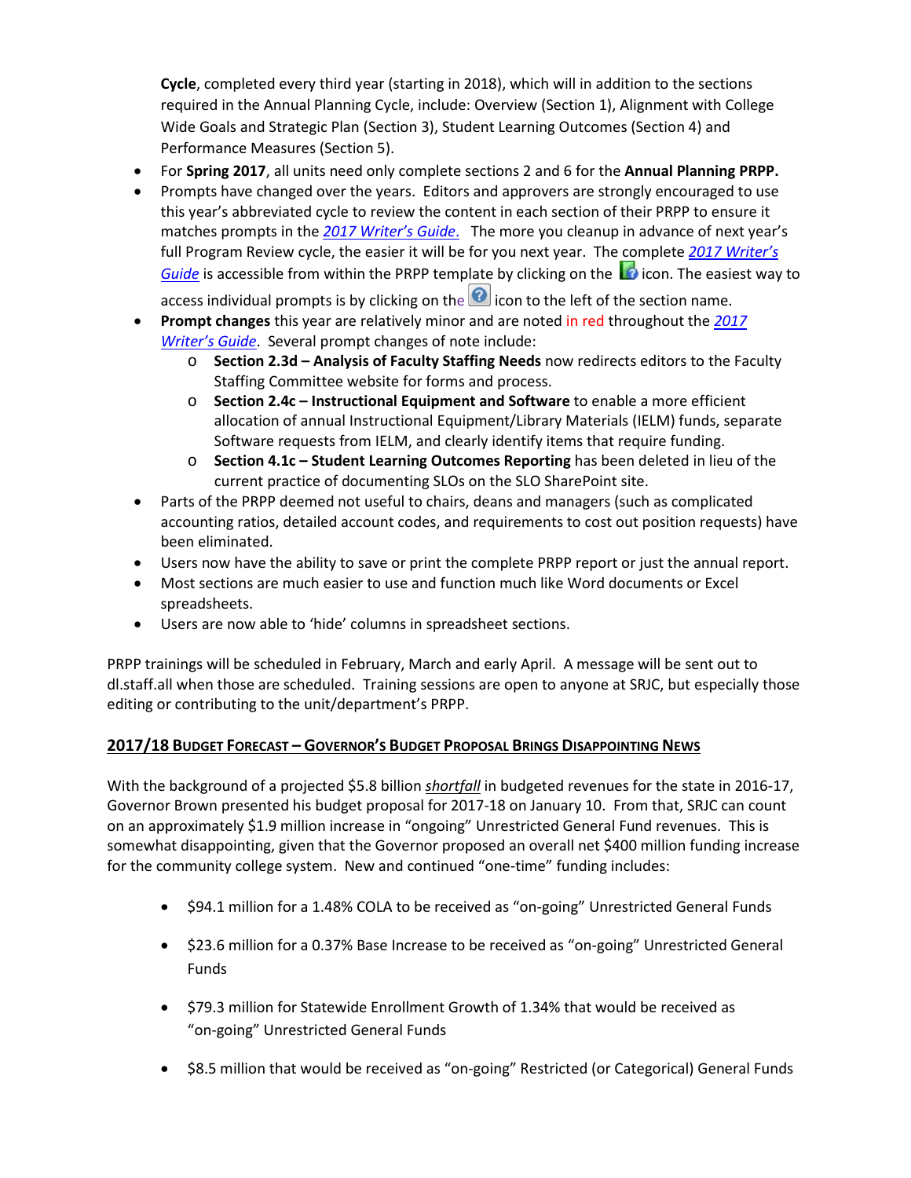**Cycle**, completed every third year (starting in 2018), which will in addition to the sections required in the Annual Planning Cycle, include: Overview (Section 1), Alignment with College Wide Goals and Strategic Plan (Section 3), Student Learning Outcomes (Section 4) and Performance Measures (Section 5).

- For **Spring 2017**, all units need only complete sections 2 and 6 for the **Annual Planning PRPP.**
- Prompts have changed over the years. Editors and approvers are strongly encouraged to use this year's abbreviated cycle to review the content in each section of their PRPP to ensure it matches prompts in the *2017 Writer's Guide.* The more you cleanup in advance of next year's full Program Review cycle, the easier it will be for you next year. The complete *2017 Writer's Guide* is accessible from within the PRPP template by clicking on the icon. The easiest way to access individual prompts is by clicking on the icon to the left of the section name.
- **Prompt changes** this year are relatively minor and are noted in red throughout the *2017 Writer's Guide*. Several prompt changes of note include:
  - **Section 2.3d – Analysis of Faculty Staffing Needs** now redirects editors to the Faculty Staffing Committee website for forms and process.
  - **Section 2.4c – Instructional Equipment and Software** to enable a more efficient allocation of annual Instructional Equipment/Library Materials (IELM) funds, separate Software requests from IELM, and clearly identify items that require funding.
  - **Section 4.1c – Student Learning Outcomes Reporting** has been deleted in lieu of the current practice of documenting SLOs on the SLO SharePoint site.
- Parts of the PRPP deemed not useful to chairs, deans and managers (such as complicated accounting ratios, detailed account codes, and requirements to cost out position requests) have been eliminated.
- Users now have the ability to save or print the complete PRPP report or just the annual report.
- Most sections are much easier to use and function much like Word documents or Excel spreadsheets.
- Users are now able to 'hide' columns in spreadsheet sections.

PRPP trainings will be scheduled in February, March and early April. A message will be sent out to dl.staff.all when those are scheduled. Training sessions are open to anyone at SRJC, but especially those editing or contributing to the unit/department's PRPP.

## 2017/18 Budget Forecast – Governor's Budget Proposal Brings Disappointing News

With the background of a projected $5.8 billion ***shortfall*** in budgeted revenues for the state in 2016-17, Governor Brown presented his budget proposal for 2017-18 on January 10. From that, SRJC can count on an approximately $1.9 million increase in "ongoing" Unrestricted General Fund revenues. This is somewhat disappointing, given that the Governor proposed an overall net $400 million funding increase for the community college system. New and continued "one-time" funding includes:

- $94.1 million for a 1.48% COLA to be received as "on-going" Unrestricted General Funds
- $23.6 million for a 0.37% Base Increase to be received as "on-going" Unrestricted General Funds
- $79.3 million for Statewide Enrollment Growth of 1.34% that would be received as "on-going" Unrestricted General Funds
- $8.5 million that would be received as "on-going" Restricted (or Categorical) General Funds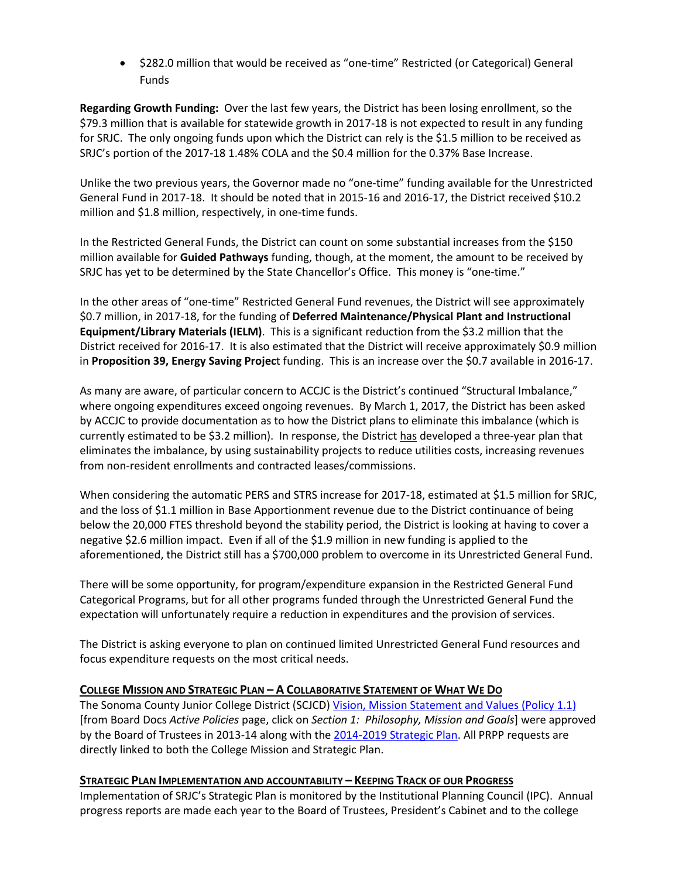- $282.0 million that would be received as "one-time" Restricted (or Categorical) General Funds

**Regarding Growth Funding:** Over the last few years, the District has been losing enrollment, so the $79.3 million that is available for statewide growth in 2017-18 is not expected to result in any funding for SRJC. The only ongoing funds upon which the District can rely is the $1.5 million to be received as SRJC's portion of the 2017-18 1.48% COLA and the $0.4 million for the 0.37% Base Increase.

Unlike the two previous years, the Governor made no "one-time" funding available for the Unrestricted General Fund in 2017-18. It should be noted that in 2015-16 and 2016-17, the District received $10.2 million and $1.8 million, respectively, in one-time funds.

In the Restricted General Funds, the District can count on some substantial increases from the $150 million available for **Guided Pathways** funding, though, at the moment, the amount to be received by SRJC has yet to be determined by the State Chancellor's Office. This money is "one-time."

In the other areas of "one-time" Restricted General Fund revenues, the District will see approximately $0.7 million, in 2017-18, for the funding of **Deferred Maintenance/Physical Plant and Instructional Equipment/Library Materials (IELM)**. This is a significant reduction from the $3.2 million that the District received for 2016-17. It is also estimated that the District will receive approximately $0.9 million in **Proposition 39, Energy Saving Projec**t funding. This is an increase over the $0.7 available in 2016-17.

As many are aware, of particular concern to ACCJC is the District's continued "Structural Imbalance," where ongoing expenditures exceed ongoing revenues. By March 1, 2017, the District has been asked by ACCJC to provide documentation as to how the District plans to eliminate this imbalance (which is currently estimated to be $3.2 million). In response, the District has developed a three-year plan that eliminates the imbalance, by using sustainability projects to reduce utilities costs, increasing revenues from non-resident enrollments and contracted leases/commissions.

When considering the automatic PERS and STRS increase for 2017-18, estimated at $1.5 million for SRJC, and the loss of $1.1 million in Base Apportionment revenue due to the District continuance of being below the 20,000 FTES threshold beyond the stability period, the District is looking at having to cover a negative $2.6 million impact. Even if all of the $1.9 million in new funding is applied to the aforementioned, the District still has a $700,000 problem to overcome in its Unrestricted General Fund.

There will be some opportunity, for program/expenditure expansion in the Restricted General Fund Categorical Programs, but for all other programs funded through the Unrestricted General Fund the expectation will unfortunately require a reduction in expenditures and the provision of services.

The District is asking everyone to plan on continued limited Unrestricted General Fund resources and focus expenditure requests on the most critical needs.

## College Mission and Strategic Plan – A Collaborative Statement of What We Do

The Sonoma County Junior College District (SCJCD) Vision, Mission Statement and Values (Policy 1.1) [from Board Docs *Active Policies* page, click on *Section 1: Philosophy, Mission and Goals*] were approved by the Board of Trustees in 2013-14 along with the 2014-2019 Strategic Plan. All PRPP requests are directly linked to both the College Mission and Strategic Plan.

## Strategic Plan Implementation and Accountability – Keeping Track of Our Progress

Implementation of SRJC's Strategic Plan is monitored by the Institutional Planning Council (IPC). Annual progress reports are made each year to the Board of Trustees, President's Cabinet and to the college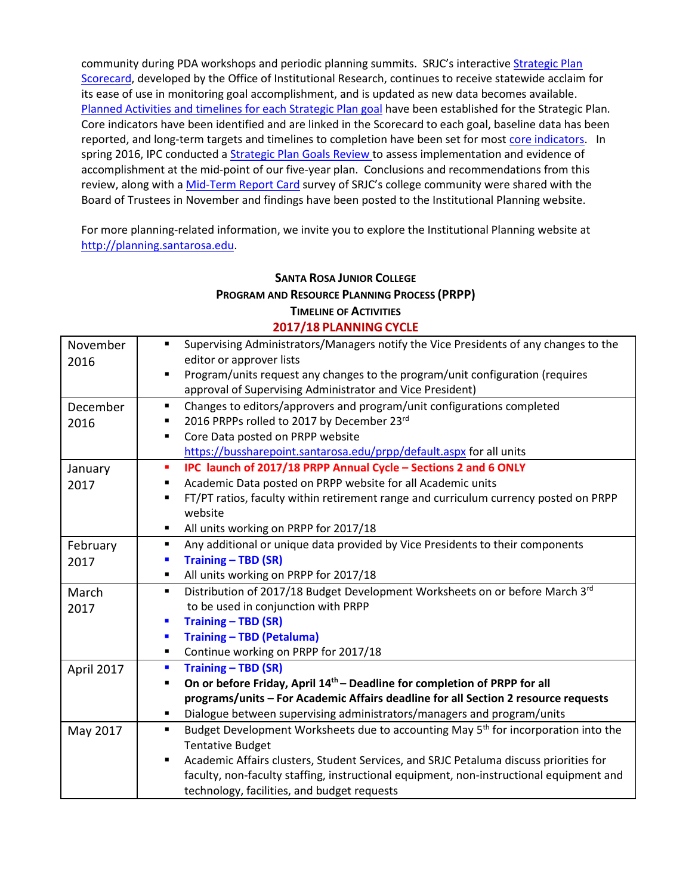community during PDA workshops and periodic planning summits. SRJC's interactive Strategic Plan Scorecard, developed by the Office of Institutional Research, continues to receive statewide acclaim for its ease of use in monitoring goal accomplishment, and is updated as new data becomes available. Planned Activities and timelines for each Strategic Plan goal have been established for the Strategic Plan. Core indicators have been identified and are linked in the Scorecard to each goal, baseline data has been reported, and long-term targets and timelines to completion have been set for most core indicators. In spring 2016, IPC conducted a Strategic Plan Goals Review to assess implementation and evidence of accomplishment at the mid-point of our five-year plan. Conclusions and recommendations from this review, along with a Mid-Term Report Card survey of SRJC's college community were shared with the Board of Trustees in November and findings have been posted to the Institutional Planning website.

For more planning-related information, we invite you to explore the Institutional Planning website at http://planning.santarosa.edu.

## Santa Rosa Junior College
## Program and Resource Planning Process (PRPP)
## Timeline of Activities
## 2017/18 PLANNING CYCLE

| | |
|---|---|
| November 2016 | ▪ Supervising Administrators/Managers notify the Vice Presidents of any changes to the editor or approver lists<br>▪ Program/units request any changes to the program/unit configuration (requires approval of Supervising Administrator and Vice President) |
| December 2016 | ▪ Changes to editors/approvers and program/unit configurations completed<br>▪ 2016 PRPPs rolled to 2017 by December 23rd<br>▪ Core Data posted on PRPP website https://bussharepoint.santarosa.edu/prpp/default.aspx for all units |
| January 2017 | ▪ **IPC launch of 2017/18 PRPP Annual Cycle – Sections 2 and 6 ONLY**<br>▪ Academic Data posted on PRPP website for all Academic units<br>▪ FT/PT ratios, faculty within retirement range and curriculum currency posted on PRPP website<br>▪ All units working on PRPP for 2017/18 |
| February 2017 | ▪ Any additional or unique data provided by Vice Presidents to their components<br>▪ **Training – TBD (SR)**<br>▪ All units working on PRPP for 2017/18 |
| March 2017 | ▪ Distribution of 2017/18 Budget Development Worksheets on or before March 3rd to be used in conjunction with PRPP<br>▪ **Training – TBD (SR)**<br>▪ **Training – TBD (Petaluma)**<br>▪ Continue working on PRPP for 2017/18 |
| April 2017 | ▪ **Training – TBD (SR)**<br>▪ **On or before Friday, April 14th – Deadline for completion of PRPP for all programs/units – For Academic Affairs deadline for all Section 2 resource requests**<br>▪ Dialogue between supervising administrators/managers and program/units |
| May 2017 | ▪ Budget Development Worksheets due to accounting May 5th for incorporation into the Tentative Budget<br>▪ Academic Affairs clusters, Student Services, and SRJC Petaluma discuss priorities for faculty, non-faculty staffing, instructional equipment, non-instructional equipment and technology, facilities, and budget requests |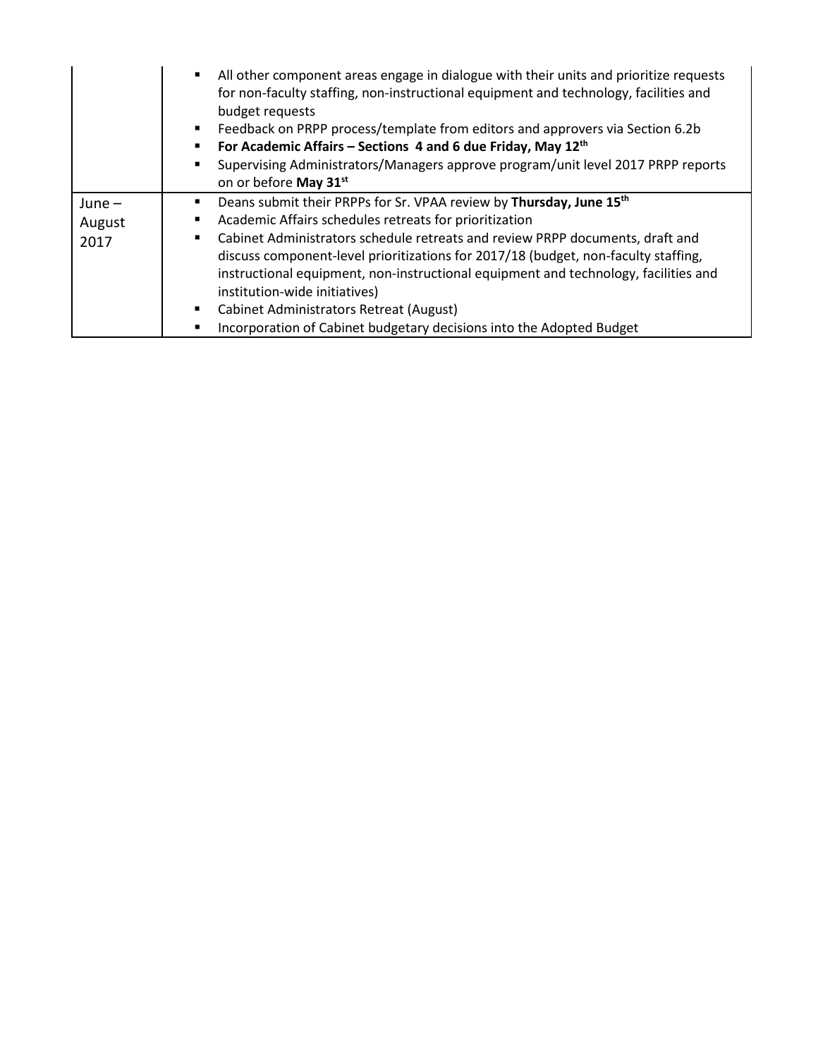| | |
|---|---|
| | ▪ All other component areas engage in dialogue with their units and prioritize requests for non-faculty staffing, non-instructional equipment and technology, facilities and budget requests<br>▪ Feedback on PRPP process/template from editors and approvers via Section 6.2b<br>▪ **For Academic Affairs – Sections 4 and 6 due Friday, May 12th**<br>▪ Supervising Administrators/Managers approve program/unit level 2017 PRPP reports on or before **May 31st** |
| June – August 2017 | ▪ Deans submit their PRPPs for Sr. VPAA review by **Thursday, June 15th**<br>▪ Academic Affairs schedules retreats for prioritization<br>▪ Cabinet Administrators schedule retreats and review PRPP documents, draft and discuss component-level prioritizations for 2017/18 (budget, non-faculty staffing, instructional equipment, non-instructional equipment and technology, facilities and institution-wide initiatives)<br>▪ Cabinet Administrators Retreat (August)<br>▪ Incorporation of Cabinet budgetary decisions into the Adopted Budget |